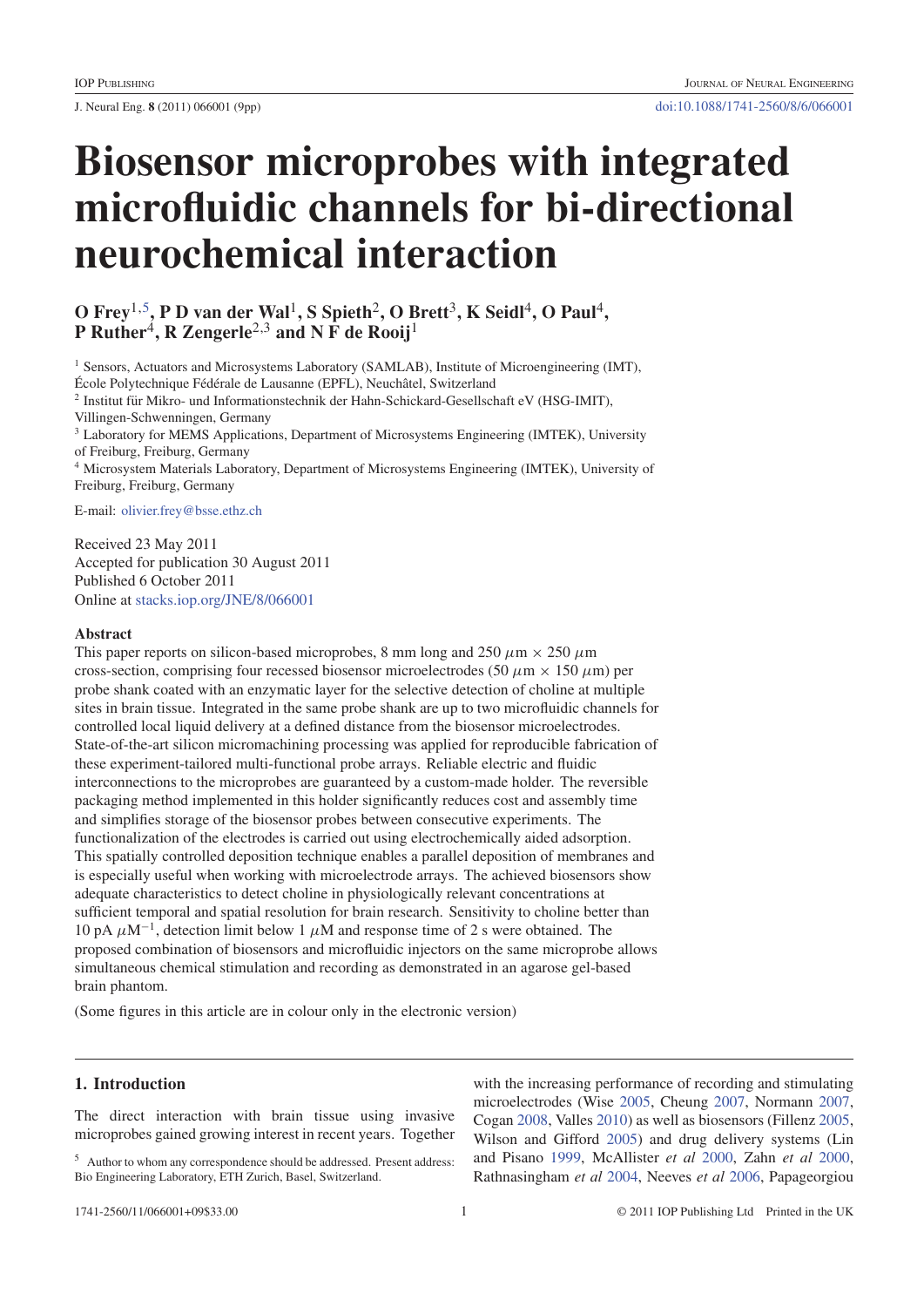# Biosensor microprobes with integrated microfluidic channels for bi-directional neurochemical interaction

**O Frey[1,5], P D van der Wal[1], S Spieth[2], O Brett[3], K Seidl[4], O Paul[4], P Ruther[4], R Zengerle[2,3] and N F de Rooij[1]**

[1] Sensors, Actuators and Microsystems Laboratory (SAMLAB), Institute of Microengineering (IMT), École Polytechnique Fédérale de Lausanne (EPFL), Neuchâtel, Switzerland

[2] Institut für Mikro- und Informationstechnik der Hahn-Schickard-Gesellschaft eV (HSG-IMIT), Villingen-Schwenningen, Germany

[3] Laboratory for MEMS Applications, Department of Microsystems Engineering (IMTEK), University of Freiburg, Freiburg, Germany

[4] Microsystem Materials Laboratory, Department of Microsystems Engineering (IMTEK), University of Freiburg, Freiburg, Germany

E-mail: olivier.frey@bsse.ethz.ch

Received 23 May 2011
Accepted for publication 30 August 2011
Published 6 October 2011
Online at stacks.iop.org/JNE/8/066001

## Abstract

This paper reports on silicon-based microprobes, 8 mm long and 250 $\mu$m × 250 $\mu$m cross-section, comprising four recessed biosensor microelectrodes (50 $\mu$m × 150 $\mu$m) per probe shank coated with an enzymatic layer for the selective detection of choline at multiple sites in brain tissue. Integrated in the same probe shank are up to two microfluidic channels for controlled local liquid delivery at a defined distance from the biosensor microelectrodes. State-of-the-art silicon micromachining processing was applied for reproducible fabrication of these experiment-tailored multi-functional probe arrays. Reliable electric and fluidic interconnections to the microprobes are guaranteed by a custom-made holder. The reversible packaging method implemented in this holder significantly reduces cost and assembly time and simplifies storage of the biosensor probes between consecutive experiments. The functionalization of the electrodes is carried out using electrochemically aided adsorption. This spatially controlled deposition technique enables a parallel deposition of membranes and is especially useful when working with microelectrode arrays. The achieved biosensors show adequate characteristics to detect choline in physiologically relevant concentrations at sufficient temporal and spatial resolution for brain research. Sensitivity to choline better than 10 pA $\mu$M$^{-1}$, detection limit below 1 $\mu$M and response time of 2 s were obtained. The proposed combination of biosensors and microfluidic injectors on the same microprobe allows simultaneous chemical stimulation and recording as demonstrated in an agarose gel-based brain phantom.

(Some figures in this article are in colour only in the electronic version)

## 1. Introduction

The direct interaction with brain tissue using invasive microprobes gained growing interest in recent years. Together with the increasing performance of recording and stimulating microelectrodes (Wise 2005, Cheung 2007, Normann 2007, Cogan 2008, Valles 2010) as well as biosensors (Fillenz 2005, Wilson and Gifford 2005) and drug delivery systems (Lin and Pisano 1999, McAllister *et al* 2000, Zahn *et al* 2000, Rathnasingham *et al* 2004, Neeves *et al* 2006, Papageorgiou

[5] Author to whom any correspondence should be addressed. Present address: Bio Engineering Laboratory, ETH Zurich, Basel, Switzerland.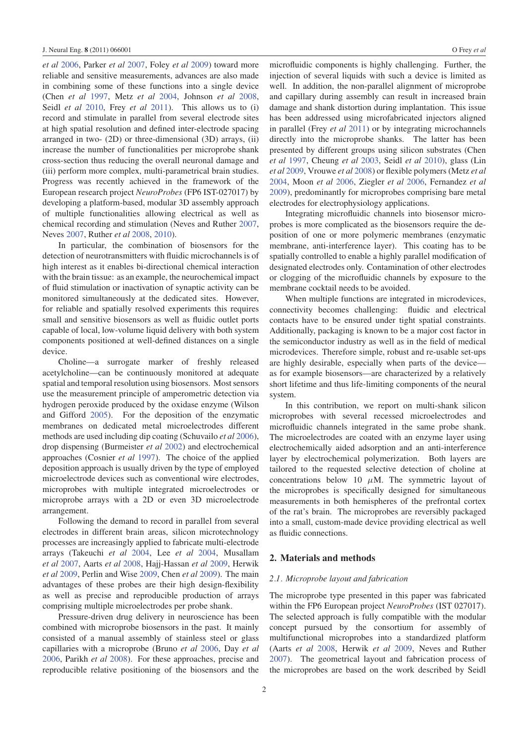*et al* 2006, Parker *et al* 2007, Foley *et al* 2009) toward more reliable and sensitive measurements, advances are also made in combining some of these functions into a single device (Chen *et al* 1997, Metz *et al* 2004, Johnson *et al* 2008, Seidl *et al* 2010, Frey *et al* 2011). This allows us to (i) record and stimulate in parallel from several electrode sites at high spatial resolution and defined inter-electrode spacing arranged in two- (2D) or three-dimensional (3D) arrays, (ii) increase the number of functionalities per microprobe shank cross-section thus reducing the overall neuronal damage and (iii) perform more complex, multi-parametrical brain studies. Progress was recently achieved in the framework of the European research project *NeuroProbes* (FP6 IST-027017) by developing a platform-based, modular 3D assembly approach of multiple functionalities allowing electrical as well as chemical recording and stimulation (Neves and Ruther 2007, Neves 2007, Ruther *et al* 2008, 2010).

In particular, the combination of biosensors for the detection of neurotransmitters with fluidic microchannels is of high interest as it enables bi-directional chemical interaction with the brain tissue: as an example, the neurochemical impact of fluid stimulation or inactivation of synaptic activity can be monitored simultaneously at the dedicated sites. However, for reliable and spatially resolved experiments this requires small and sensitive biosensors as well as fluidic outlet ports capable of local, low-volume liquid delivery with both system components positioned at well-defined distances on a single device.

Choline—a surrogate marker of freshly released acetylcholine—can be continuously monitored at adequate spatial and temporal resolution using biosensors. Most sensors use the measurement principle of amperometric detection via hydrogen peroxide produced by the oxidase enzyme (Wilson and Gifford 2005). For the deposition of the enzymatic membranes on dedicated metal microelectrodes different methods are used including dip coating (Schuvailo *et al* 2006), drop dispensing (Burmeister *et al* 2002) and electrochemical approaches (Cosnier *et al* 1997). The choice of the applied deposition approach is usually driven by the type of employed microelectrode devices such as conventional wire electrodes, microprobes with multiple integrated microelectrodes or microprobe arrays with a 2D or even 3D microelectrode arrangement.

Following the demand to record in parallel from several electrodes in different brain areas, silicon microtechnology processes are increasingly applied to fabricate multi-electrode arrays (Takeuchi *et al* 2004, Lee *et al* 2004, Musallam *et al* 2007, Aarts *et al* 2008, Hajj-Hassan *et al* 2009, Herwik *et al* 2009, Perlin and Wise 2009, Chen *et al* 2009). The main advantages of these probes are their high design-flexibility as well as precise and reproducible production of arrays comprising multiple microelectrodes per probe shank.

Pressure-driven drug delivery in neuroscience has been combined with microprobe biosensors in the past. It mainly consisted of a manual assembly of stainless steel or glass capillaries with a microprobe (Bruno *et al* 2006, Day *et al* 2006, Parikh *et al* 2008). For these approaches, precise and reproducible relative positioning of the biosensors and the microfluidic components is highly challenging. Further, the injection of several liquids with such a device is limited as well. In addition, the non-parallel alignment of microprobe and capillary during assembly can result in increased brain damage and shank distortion during implantation. This issue has been addressed using microfabricated injectors aligned in parallel (Frey *et al* 2011) or by integrating microchannels directly into the microprobe shanks. The latter has been presented by different groups using silicon substrates (Chen *et al* 1997, Cheung *et al* 2003, Seidl *et al* 2010), glass (Lin *et al* 2009, Vrouwe *et al* 2008) or flexible polymers (Metz *et al* 2004, Moon *et al* 2006, Ziegler *et al* 2006, Fernandez *et al* 2009), predominantly for microprobes comprising bare metal electrodes for electrophysiology applications.

Integrating microfluidic channels into biosensor microprobes is more complicated as the biosensors require the deposition of one or more polymeric membranes (enzymatic membrane, anti-interference layer). This coating has to be spatially controlled to enable a highly parallel modification of designated electrodes only. Contamination of other electrodes or clogging of the microfluidic channels by exposure to the membrane cocktail needs to be avoided.

When multiple functions are integrated in microdevices, connectivity becomes challenging: fluidic and electrical contacts have to be ensured under tight spatial constraints. Additionally, packaging is known to be a major cost factor in the semiconductor industry as well as in the field of medical microdevices. Therefore simple, robust and re-usable set-ups are highly desirable, especially when parts of the device—as for example biosensors—are characterized by a relatively short lifetime and thus life-limiting components of the neural system.

In this contribution, we report on multi-shank silicon microprobes with several recessed microelectrodes and microfluidic channels integrated in the same probe shank. The microelectrodes are coated with an enzyme layer using electrochemically aided adsorption and an anti-interference layer by electrochemical polymerization. Both layers are tailored to the requested selective detection of choline at concentrations below 10 $\mu$M. The symmetric layout of the microprobes is specifically designed for simultaneous measurements in both hemispheres of the prefrontal cortex of the rat's brain. The microprobes are reversibly packaged into a small, custom-made device providing electrical as well as fluidic connections.

## 2. Materials and methods

### *2.1. Microprobe layout and fabrication*

The microprobe type presented in this paper was fabricated within the FP6 European project *NeuroProbes* (IST 027017). The selected approach is fully compatible with the modular concept pursued by the consortium for assembly of multifunctional microprobes into a standardized platform (Aarts *et al* 2008, Herwik *et al* 2009, Neves and Ruther 2007). The geometrical layout and fabrication process of the microprobes are based on the work described by Seidl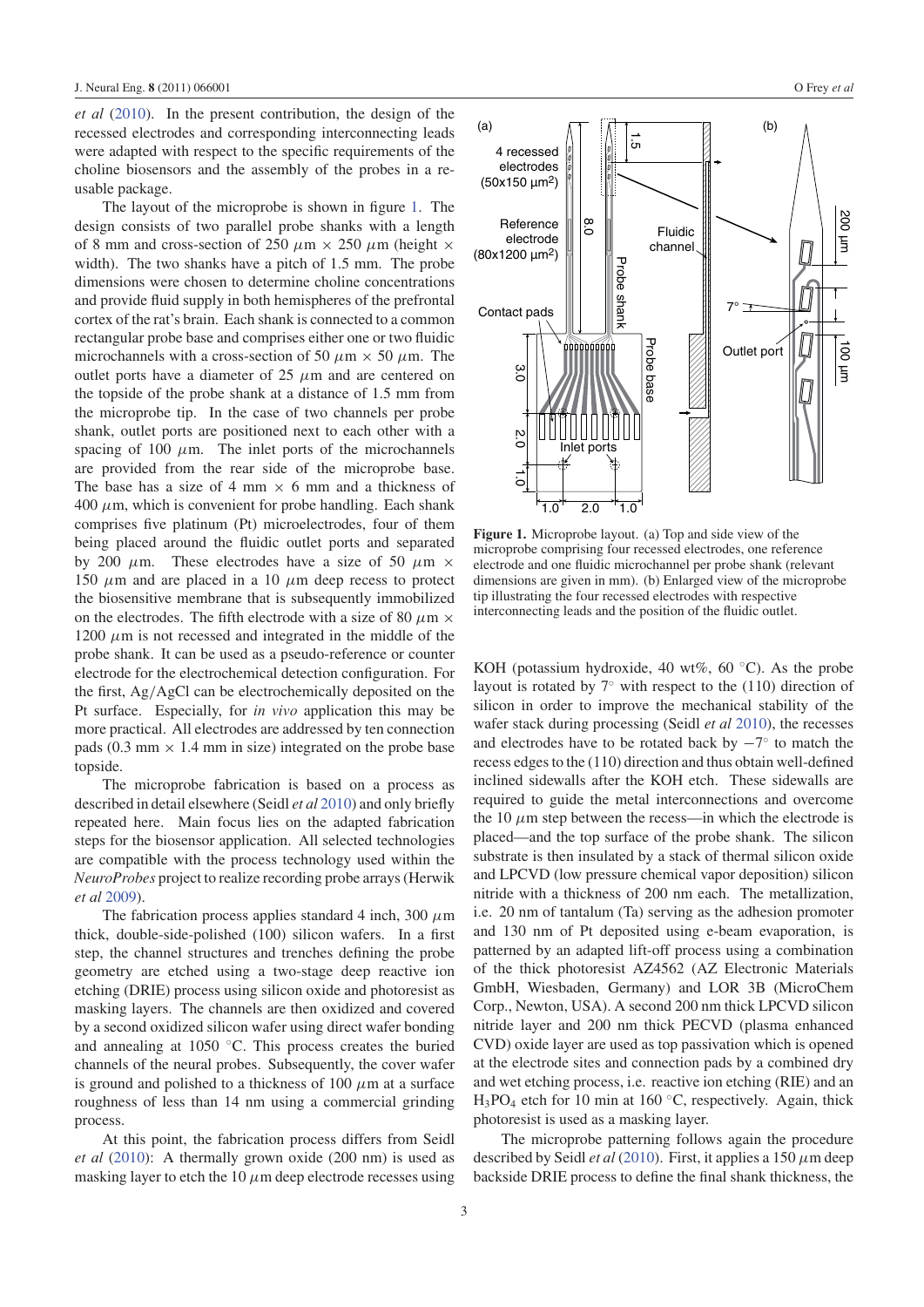*et al* (2010). In the present contribution, the design of the recessed electrodes and corresponding interconnecting leads were adapted with respect to the specific requirements of the choline biosensors and the assembly of the probes in a re-usable package.

The layout of the microprobe is shown in figure 1. The design consists of two parallel probe shanks with a length of 8 mm and cross-section of 250 $\mu$m × 250 $\mu$m (height × width). The two shanks have a pitch of 1.5 mm. The probe dimensions were chosen to determine choline concentrations and provide fluid supply in both hemispheres of the prefrontal cortex of the rat's brain. Each shank is connected to a common rectangular probe base and comprises either one or two fluidic microchannels with a cross-section of 50 $\mu$m × 50 $\mu$m. The outlet ports have a diameter of 25 $\mu$m and are centered on the topside of the probe shank at a distance of 1.5 mm from the microprobe tip. In the case of two channels per probe shank, outlet ports are positioned next to each other with a spacing of 100 $\mu$m. The inlet ports of the microchannels are provided from the rear side of the microprobe base. The base has a size of 4 mm × 6 mm and a thickness of 400 $\mu$m, which is convenient for probe handling. Each shank comprises five platinum (Pt) microelectrodes, four of them being placed around the fluidic outlet ports and separated by 200 $\mu$m. These electrodes have a size of 50 $\mu$m × 150 $\mu$m and are placed in a 10 $\mu$m deep recess to protect the biosensitive membrane that is subsequently immobilized on the electrodes. The fifth electrode with a size of 80 $\mu$m × 1200 $\mu$m is not recessed and integrated in the middle of the probe shank. It can be used as a pseudo-reference or counter electrode for the electrochemical detection configuration. For the first, Ag/AgCl can be electrochemically deposited on the Pt surface. Especially, for *in vivo* application this may be more practical. All electrodes are addressed by ten connection pads (0.3 mm × 1.4 mm in size) integrated on the probe base topside.

The microprobe fabrication is based on a process as described in detail elsewhere (Seidl *et al* 2010) and only briefly repeated here. Main focus lies on the adapted fabrication steps for the biosensor application. All selected technologies are compatible with the process technology used within the *NeuroProbes* project to realize recording probe arrays (Herwik *et al* 2009).

The fabrication process applies standard 4 inch, 300 $\mu$m thick, double-side-polished (100) silicon wafers. In a first step, the channel structures and trenches defining the probe geometry are etched using a two-stage deep reactive ion etching (DRIE) process using silicon oxide and photoresist as masking layers. The channels are then oxidized and covered by a second oxidized silicon wafer using direct wafer bonding and annealing at 1050 °C. This process creates the buried channels of the neural probes. Subsequently, the cover wafer is ground and polished to a thickness of 100 $\mu$m at a surface roughness of less than 14 nm using a commercial grinding process.

At this point, the fabrication process differs from Seidl *et al* (2010): A thermally grown oxide (200 nm) is used as masking layer to etch the 10 $\mu$m deep electrode recesses using KOH (potassium hydroxide, 40 wt%, 60 °C). As the probe layout is rotated by 7° with respect to the (110) direction of silicon in order to improve the mechanical stability of the wafer stack during processing (Seidl *et al* 2010), the recesses and electrodes have to be rotated back by −7° to match the recess edges to the (110) direction and thus obtain well-defined inclined sidewalls after the KOH etch. These sidewalls are required to guide the metal interconnections and overcome the 10 $\mu$m step between the recess—in which the electrode is placed—and the top surface of the probe shank. The silicon substrate is then insulated by a stack of thermal silicon oxide and LPCVD (low pressure chemical vapor deposition) silicon nitride with a thickness of 200 nm each. The metallization, i.e. 20 nm of tantalum (Ta) serving as the adhesion promoter and 130 nm of Pt deposited using e-beam evaporation, is patterned by an adapted lift-off process using a combination of the thick photoresist AZ4562 (AZ Electronic Materials GmbH, Wiesbaden, Germany) and LOR 3B (MicroChem Corp., Newton, USA). A second 200 nm thick LPCVD silicon nitride layer and 200 nm thick PECVD (plasma enhanced CVD) oxide layer are used as top passivation which is opened at the electrode sites and connection pads by a combined dry and wet etching process, i.e. reactive ion etching (RIE) and an $H_3PO_4$ etch for 10 min at 160 °C, respectively. Again, thick photoresist is used as a masking layer.

The microprobe patterning follows again the procedure described by Seidl *et al* (2010). First, it applies a 150 $\mu$m deep backside DRIE process to define the final shank thickness, the

**Figure 1.** Microprobe layout. (a) Top and side view of the microprobe comprising four recessed electrodes, one reference electrode and one fluidic microchannel per probe shank (relevant dimensions are given in mm). (b) Enlarged view of the microprobe tip illustrating the four recessed electrodes with respective interconnecting leads and the position of the fluidic outlet.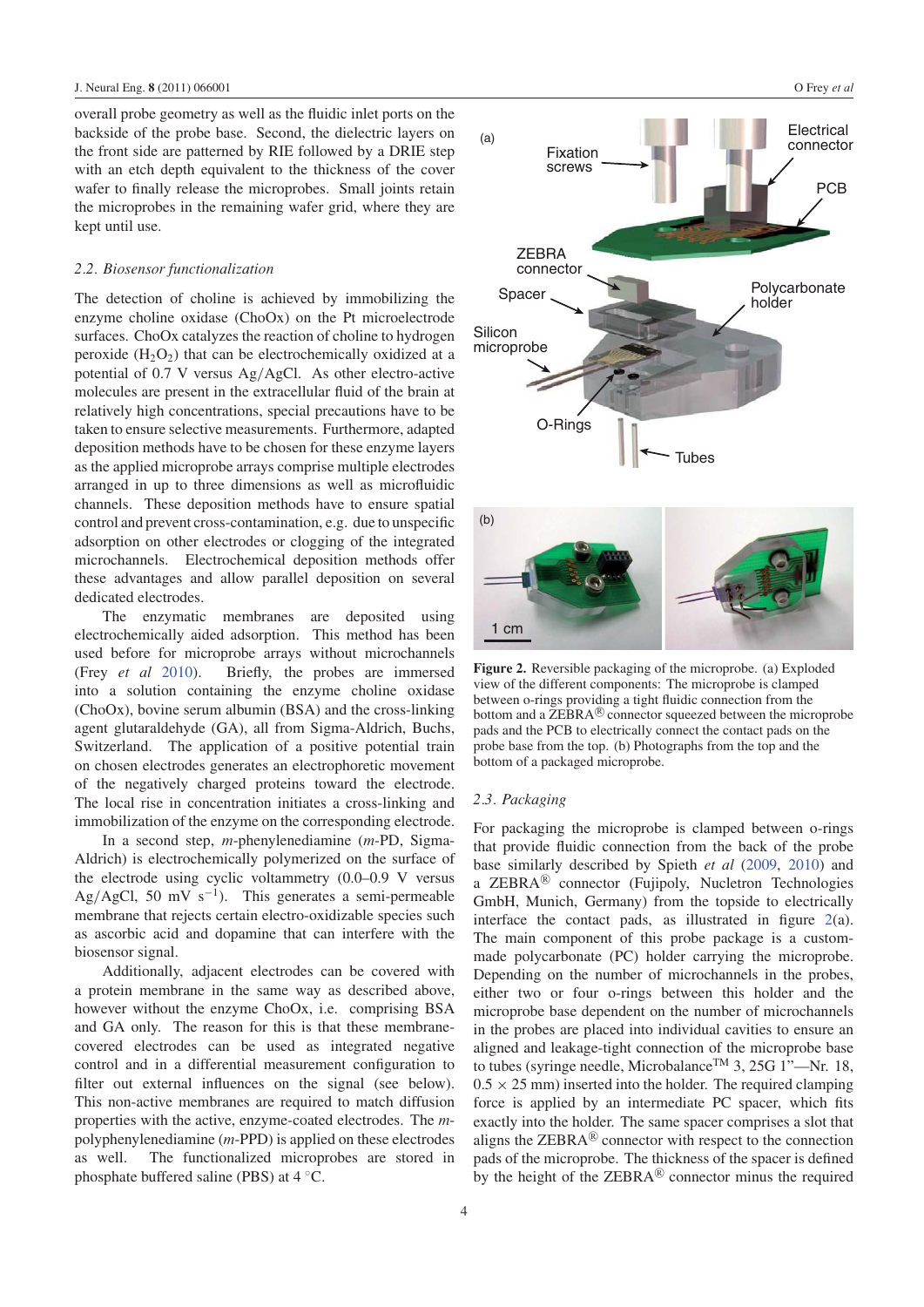overall probe geometry as well as the fluidic inlet ports on the backside of the probe base. Second, the dielectric layers on the front side are patterned by RIE followed by a DRIE step with an etch depth equivalent to the thickness of the cover wafer to finally release the microprobes. Small joints retain the microprobes in the remaining wafer grid, where they are kept until use.

### 2.2. Biosensor functionalization

The detection of choline is achieved by immobilizing the enzyme choline oxidase (ChoOx) on the Pt microelectrode surfaces. ChoOx catalyzes the reaction of choline to hydrogen peroxide ($H_2O_2$) that can be electrochemically oxidized at a potential of 0.7 V versus Ag/AgCl. As other electro-active molecules are present in the extracellular fluid of the brain at relatively high concentrations, special precautions have to be taken to ensure selective measurements. Furthermore, adapted deposition methods have to be chosen for these enzyme layers as the applied microprobe arrays comprise multiple electrodes arranged in up to three dimensions as well as microfluidic channels. These deposition methods have to ensure spatial control and prevent cross-contamination, e.g. due to unspecific adsorption on other electrodes or clogging of the integrated microchannels. Electrochemical deposition methods offer these advantages and allow parallel deposition on several dedicated electrodes.

The enzymatic membranes are deposited using electrochemically aided adsorption. This method has been used before for microprobe arrays without microchannels (Frey *et al* 2010). Briefly, the probes are immersed into a solution containing the enzyme choline oxidase (ChoOx), bovine serum albumin (BSA) and the cross-linking agent glutaraldehyde (GA), all from Sigma-Aldrich, Buchs, Switzerland. The application of a positive potential train on chosen electrodes generates an electrophoretic movement of the negatively charged proteins toward the electrode. The local rise in concentration initiates a cross-linking and immobilization of the enzyme on the corresponding electrode.

In a second step, *m*-phenylenediamine (*m*-PD, Sigma-Aldrich) is electrochemically polymerized on the surface of the electrode using cyclic voltammetry (0.0–0.9 V versus Ag/AgCl, 50 mV $s^{-1}$). This generates a semi-permeable membrane that rejects certain electro-oxidizable species such as ascorbic acid and dopamine that can interfere with the biosensor signal.

Additionally, adjacent electrodes can be covered with a protein membrane in the same way as described above, however without the enzyme ChoOx, i.e. comprising BSA and GA only. The reason for this is that these membrane-covered electrodes can be used as integrated negative control and in a differential measurement configuration to filter out external influences on the signal (see below). This non-active membranes are required to match diffusion properties with the active, enzyme-coated electrodes. The *m*-polyphenylenediamine (*m*-PPD) is applied on these electrodes as well. The functionalized microprobes are stored in phosphate buffered saline (PBS) at 4 °C.

**Figure 2.** Reversible packaging of the microprobe. (a) Exploded view of the different components: The microprobe is clamped between o-rings providing a tight fluidic connection from the bottom and a ZEBRA® connector squeezed between the microprobe pads and the PCB to electrically connect the contact pads on the probe base from the top. (b) Photographs from the top and the bottom of a packaged microprobe.

### 2.3. Packaging

For packaging the microprobe is clamped between o-rings that provide fluidic connection from the back of the probe base similarly described by Spieth *et al* (2009, 2010) and a ZEBRA® connector (Fujipoly, Nucletron Technologies GmbH, Munich, Germany) from the topside to electrically interface the contact pads, as illustrated in figure 2(a). The main component of this probe package is a custom-made polycarbonate (PC) holder carrying the microprobe. Depending on the number of microchannels in the probes, either two or four o-rings between this holder and the microprobe base dependent on the number of microchannels in the probes are placed into individual cavities to ensure an aligned and leakage-tight connection of the microprobe base to tubes (syringe needle, Microbalance™ 3, 25G 1"—Nr. 18, 0.5 × 25 mm) inserted into the holder. The required clamping force is applied by an intermediate PC spacer, which fits exactly into the holder. The same spacer comprises a slot that aligns the ZEBRA® connector with respect to the connection pads of the microprobe. The thickness of the spacer is defined by the height of the ZEBRA® connector minus the required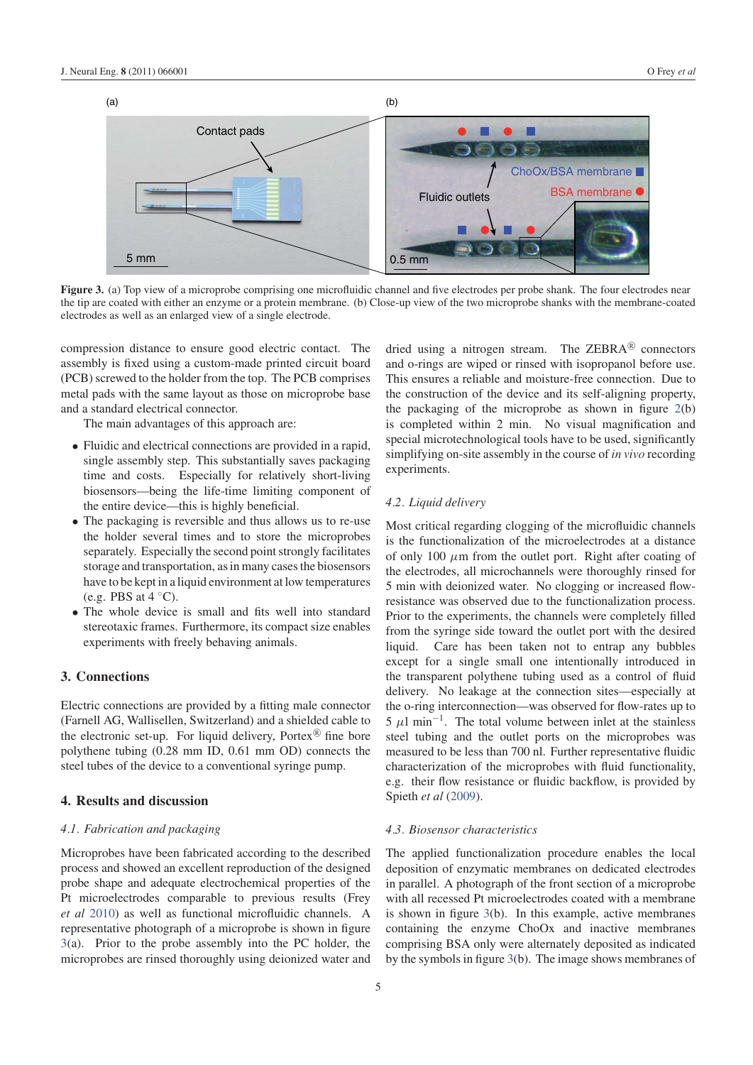**Figure 3.** (a) Top view of a microprobe comprising one microfluidic channel and five electrodes per probe shank. The four electrodes near the tip are coated with either an enzyme or a protein membrane. (b) Close-up view of the two microprobe shanks with the membrane-coated electrodes as well as an enlarged view of a single electrode.

compression distance to ensure good electric contact. The assembly is fixed using a custom-made printed circuit board (PCB) screwed to the holder from the top. The PCB comprises metal pads with the same layout as those on microprobe base and a standard electrical connector.

The main advantages of this approach are:

- Fluidic and electrical connections are provided in a rapid, single assembly step. This substantially saves packaging time and costs. Especially for relatively short-living biosensors—being the life-time limiting component of the entire device—this is highly beneficial.
- The packaging is reversible and thus allows us to re-use the holder several times and to store the microprobes separately. Especially the second point strongly facilitates storage and transportation, as in many cases the biosensors have to be kept in a liquid environment at low temperatures (e.g. PBS at 4 °C).
- The whole device is small and fits well into standard stereotaxic frames. Furthermore, its compact size enables experiments with freely behaving animals.

## 3. Connections

Electric connections are provided by a fitting male connector (Farnell AG, Wallisellen, Switzerland) and a shielded cable to the electronic set-up. For liquid delivery, Portex® fine bore polythene tubing (0.28 mm ID, 0.61 mm OD) connects the steel tubes of the device to a conventional syringe pump.

## 4. Results and discussion

### *4.1. Fabrication and packaging*

Microprobes have been fabricated according to the described process and showed an excellent reproduction of the designed probe shape and adequate electrochemical properties of the Pt microelectrodes comparable to previous results (Frey *et al* 2010) as well as functional microfluidic channels. A representative photograph of a microprobe is shown in figure 3(a). Prior to the probe assembly into the PC holder, the microprobes are rinsed thoroughly using deionized water and dried using a nitrogen stream. The ZEBRA® connectors and o-rings are wiped or rinsed with isopropanol before use. This ensures a reliable and moisture-free connection. Due to the construction of the device and its self-aligning property, the packaging of the microprobe as shown in figure 2(b) is completed within 2 min. No visual magnification and special microtechnological tools have to be used, significantly simplifying on-site assembly in the course of *in vivo* recording experiments.

### *4.2. Liquid delivery*

Most critical regarding clogging of the microfluidic channels is the functionalization of the microelectrodes at a distance of only 100 $\mu$m from the outlet port. Right after coating of the electrodes, all microchannels were thoroughly rinsed for 5 min with deionized water. No clogging or increased flow-resistance was observed due to the functionalization process. Prior to the experiments, the channels were completely filled from the syringe side toward the outlet port with the desired liquid. Care has been taken not to entrap any bubbles except for a single small one intentionally introduced in the transparent polythene tubing used as a control of fluid delivery. No leakage at the connection sites—especially at the o-ring interconnection—was observed for flow-rates up to 5 $\mu$l min$^{-1}$. The total volume between inlet at the stainless steel tubing and the outlet ports on the microprobes was measured to be less than 700 nl. Further representative fluidic characterization of the microprobes with fluid functionality, e.g. their flow resistance or fluidic backflow, is provided by Spieth *et al* (2009).

### *4.3. Biosensor characteristics*

The applied functionalization procedure enables the local deposition of enzymatic membranes on dedicated electrodes in parallel. A photograph of the front section of a microprobe with all recessed Pt microelectrodes coated with a membrane is shown in figure 3(b). In this example, active membranes containing the enzyme ChoOx and inactive membranes comprising BSA only were alternately deposited as indicated by the symbols in figure 3(b). The image shows membranes of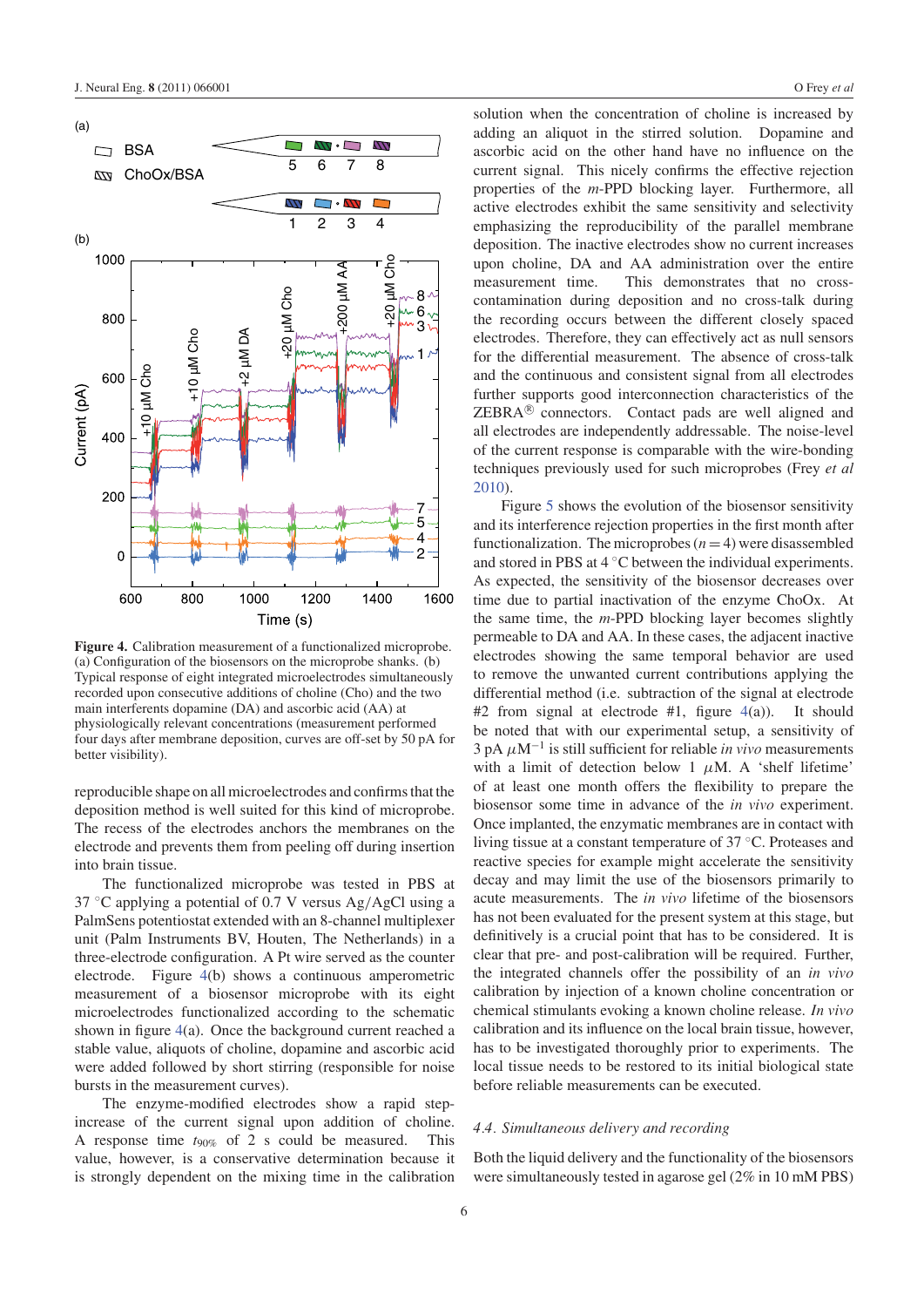**Figure 4.** Calibration measurement of a functionalized microprobe. (a) Configuration of the biosensors on the microprobe shanks. (b) Typical response of eight integrated microelectrodes simultaneously recorded upon consecutive additions of choline (Cho) and the two main interferents dopamine (DA) and ascorbic acid (AA) at physiologically relevant concentrations (measurement performed four days after membrane deposition, curves are off-set by 50 pA for better visibility).

reproducible shape on all microelectrodes and confirms that the deposition method is well suited for this kind of microprobe. The recess of the electrodes anchors the membranes on the electrode and prevents them from peeling off during insertion into brain tissue.

The functionalized microprobe was tested in PBS at 37 °C applying a potential of 0.7 V versus Ag/AgCl using a PalmSens potentiostat extended with an 8-channel multiplexer unit (Palm Instruments BV, Houten, The Netherlands) in a three-electrode configuration. A Pt wire served as the counter electrode. Figure 4(b) shows a continuous amperometric measurement of a biosensor microprobe with its eight microelectrodes functionalized according to the schematic shown in figure 4(a). Once the background current reached a stable value, aliquots of choline, dopamine and ascorbic acid were added followed by short stirring (responsible for noise bursts in the measurement curves).

The enzyme-modified electrodes show a rapid step-increase of the current signal upon addition of choline. A response time $t_{90\%}$ of 2 s could be measured. This value, however, is a conservative determination because it is strongly dependent on the mixing time in the calibration solution when the concentration of choline is increased by adding an aliquot in the stirred solution. Dopamine and ascorbic acid on the other hand have no influence on the current signal. This nicely confirms the effective rejection properties of the *m*-PPD blocking layer. Furthermore, all active electrodes exhibit the same sensitivity and selectivity emphasizing the reproducibility of the parallel membrane deposition. The inactive electrodes show no current increases upon choline, DA and AA administration over the entire measurement time. This demonstrates that no cross-contamination during deposition and no cross-talk during the recording occurs between the different closely spaced electrodes. Therefore, they can effectively act as null sensors for the differential measurement. The absence of cross-talk and the continuous and consistent signal from all electrodes further supports good interconnection characteristics of the ZEBRA® connectors. Contact pads are well aligned and all electrodes are independently addressable. The noise-level of the current response is comparable with the wire-bonding techniques previously used for such microprobes (Frey *et al* 2010).

Figure 5 shows the evolution of the biosensor sensitivity and its interference rejection properties in the first month after functionalization. The microprobes ($n = 4$) were disassembled and stored in PBS at 4 °C between the individual experiments. As expected, the sensitivity of the biosensor decreases over time due to partial inactivation of the enzyme ChoOx. At the same time, the *m*-PPD blocking layer becomes slightly permeable to DA and AA. In these cases, the adjacent inactive electrodes showing the same temporal behavior are used to remove the unwanted current contributions applying the differential method (i.e. subtraction of the signal at electrode #2 from signal at electrode #1, figure 4(a)). It should be noted that with our experimental setup, a sensitivity of 3 pA $\mu$M$^{-1}$ is still sufficient for reliable *in vivo* measurements with a limit of detection below 1 $\mu$M. A 'shelf lifetime' of at least one month offers the flexibility to prepare the biosensor some time in advance of the *in vivo* experiment. Once implanted, the enzymatic membranes are in contact with living tissue at a constant temperature of 37 °C. Proteases and reactive species for example might accelerate the sensitivity decay and may limit the use of the biosensors primarily to acute measurements. The *in vivo* lifetime of the biosensors has not been evaluated for the present system at this stage, but definitively is a crucial point that has to be considered. It is clear that pre- and post-calibration will be required. Further, the integrated channels offer the possibility of an *in vivo* calibration by injection of a known choline concentration or chemical stimulants evoking a known choline release. *In vivo* calibration and its influence on the local brain tissue, however, has to be investigated thoroughly prior to experiments. The local tissue needs to be restored to its initial biological state before reliable measurements can be executed.

### 4.4. Simultaneous delivery and recording

Both the liquid delivery and the functionality of the biosensors were simultaneously tested in agarose gel (2% in 10 mM PBS)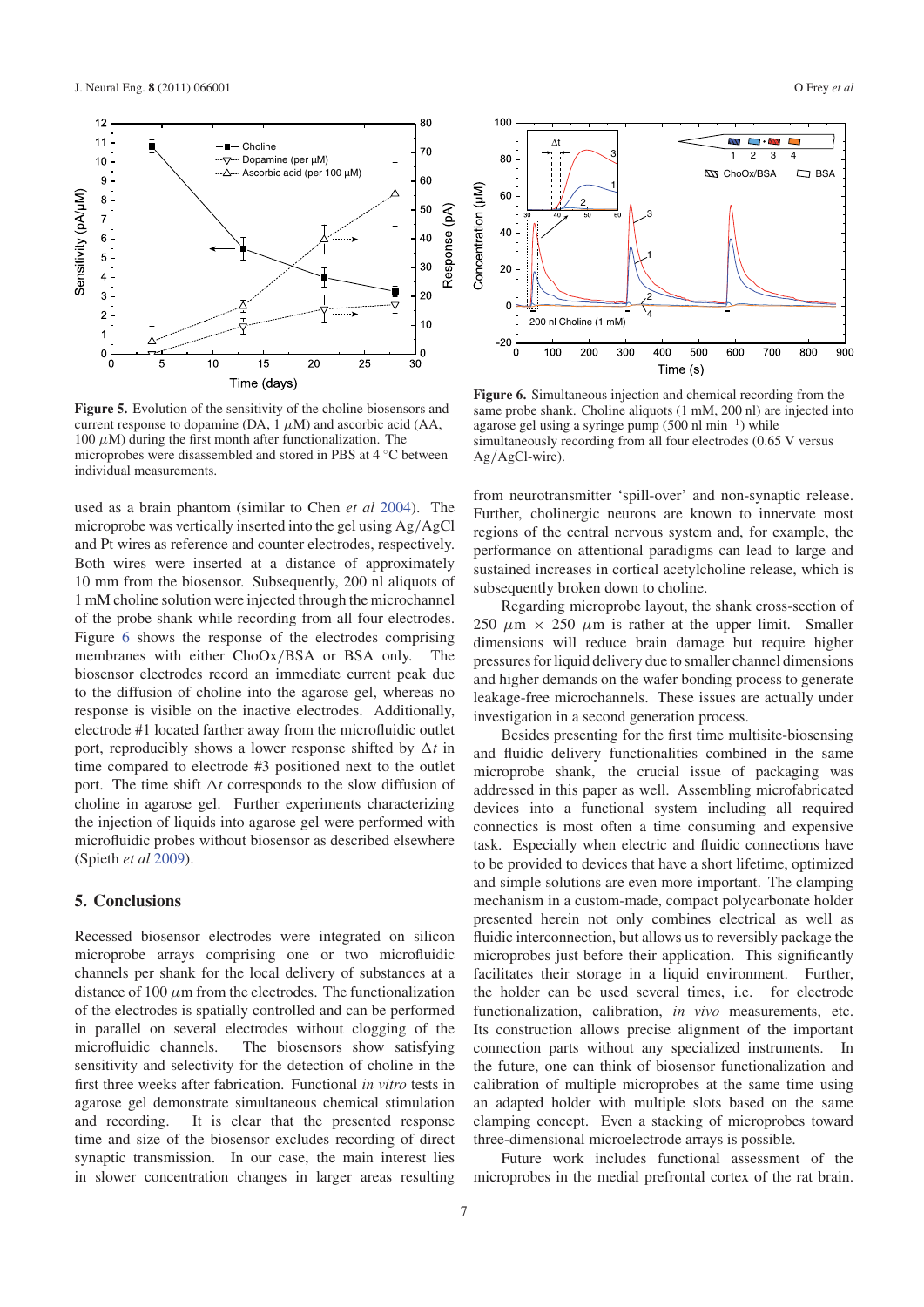**Figure 5.** Evolution of the sensitivity of the choline biosensors and current response to dopamine (DA, 1 $\mu$M) and ascorbic acid (AA, 100 $\mu$M) during the first month after functionalization. The microprobes were disassembled and stored in PBS at 4 °C between individual measurements.

**Figure 6.** Simultaneous injection and chemical recording from the same probe shank. Choline aliquots (1 mM, 200 nl) are injected into agarose gel using a syringe pump (500 nl min$^{-1}$) while simultaneously recording from all four electrodes (0.65 V versus Ag/AgCl-wire).

used as a brain phantom (similar to Chen *et al* 2004). The microprobe was vertically inserted into the gel using Ag/AgCl and Pt wires as reference and counter electrodes, respectively. Both wires were inserted at a distance of approximately 10 mm from the biosensor. Subsequently, 200 nl aliquots of 1 mM choline solution were injected through the microchannel of the probe shank while recording from all four electrodes. Figure 6 shows the response of the electrodes comprising membranes with either ChoOx/BSA or BSA only. The biosensor electrodes record an immediate current peak due to the diffusion of choline into the agarose gel, whereas no response is visible on the inactive electrodes. Additionally, electrode #1 located farther away from the microfluidic outlet port, reproducibly shows a lower response shifted by $\Delta t$ in time compared to electrode #3 positioned next to the outlet port. The time shift $\Delta t$ corresponds to the slow diffusion of choline in agarose gel. Further experiments characterizing the injection of liquids into agarose gel were performed with microfluidic probes without biosensor as described elsewhere (Spieth *et al* 2009).

## 5. Conclusions

Recessed biosensor electrodes were integrated on silicon microprobe arrays comprising one or two microfluidic channels per shank for the local delivery of substances at a distance of 100 $\mu$m from the electrodes. The functionalization of the electrodes is spatially controlled and can be performed in parallel on several electrodes without clogging of the microfluidic channels. The biosensors show satisfying sensitivity and selectivity for the detection of choline in the first three weeks after fabrication. Functional *in vitro* tests in agarose gel demonstrate simultaneous chemical stimulation and recording. It is clear that the presented response time and size of the biosensor excludes recording of direct synaptic transmission. In our case, the main interest lies in slower concentration changes in larger areas resulting from neurotransmitter 'spill-over' and non-synaptic release. Further, cholinergic neurons are known to innervate most regions of the central nervous system and, for example, the performance on attentional paradigms can lead to large and sustained increases in cortical acetylcholine release, which is subsequently broken down to choline.

Regarding microprobe layout, the shank cross-section of 250 $\mu$m × 250 $\mu$m is rather at the upper limit. Smaller dimensions will reduce brain damage but require higher pressures for liquid delivery due to smaller channel dimensions and higher demands on the wafer bonding process to generate leakage-free microchannels. These issues are actually under investigation in a second generation process.

Besides presenting for the first time multisite-biosensing and fluidic delivery functionalities combined in the same microprobe shank, the crucial issue of packaging was addressed in this paper as well. Assembling microfabricated devices into a functional system including all required connectics is most often a time consuming and expensive task. Especially when electric and fluidic connections have to be provided to devices that have a short lifetime, optimized and simple solutions are even more important. The clamping mechanism in a custom-made, compact polycarbonate holder presented herein not only combines electrical as well as fluidic interconnection, but allows us to reversibly package the microprobes just before their application. This significantly facilitates their storage in a liquid environment. Further, the holder can be used several times, i.e. for electrode functionalization, calibration, *in vivo* measurements, etc. Its construction allows precise alignment of the important connection parts without any specialized instruments. In the future, one can think of biosensor functionalization and calibration of multiple microprobes at the same time using an adapted holder with multiple slots based on the same clamping concept. Even a stacking of microprobes toward three-dimensional microelectrode arrays is possible.

Future work includes functional assessment of the microprobes in the medial prefrontal cortex of the rat brain.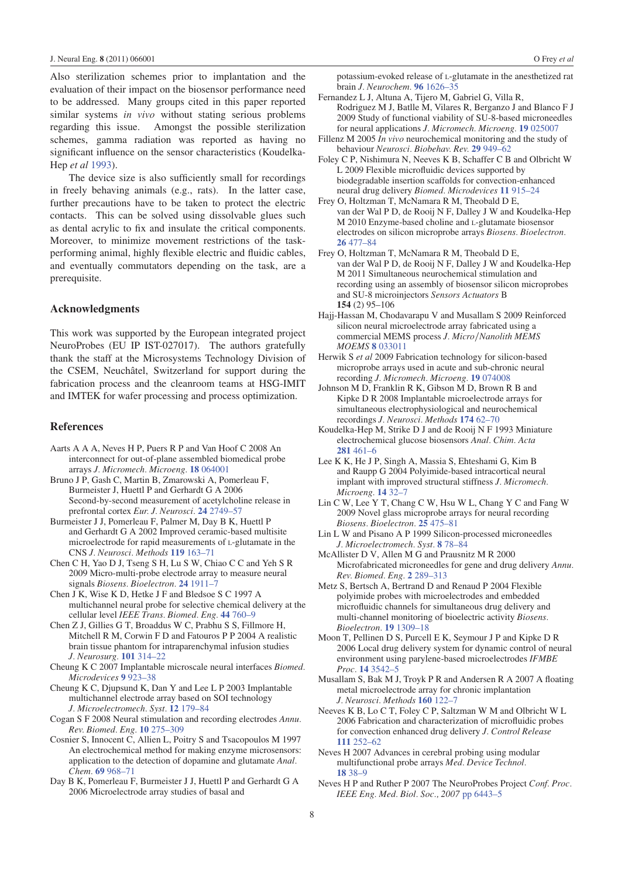Also sterilization schemes prior to implantation and the evaluation of their impact on the biosensor performance need to be addressed. Many groups cited in this paper reported similar systems *in vivo* without stating serious problems regarding this issue. Amongst the possible sterilization schemes, gamma radiation was reported as having no significant influence on the sensor characteristics (Koudelka-Hep *et al* 1993).

The device size is also sufficiently small for recordings in freely behaving animals (e.g., rats). In the latter case, further precautions have to be taken to protect the electric contacts. This can be solved using dissolvable glues such as dental acrylic to fix and insulate the critical components. Moreover, to minimize movement restrictions of the task-performing animal, highly flexible electric and fluidic cables, and eventually commutators depending on the task, are a prerequisite.

## Acknowledgments

This work was supported by the European integrated project NeuroProbes (EU IP IST-027017). The authors gratefully thank the staff at the Microsystems Technology Division of the CSEM, Neuchâtel, Switzerland for support during the fabrication process and the cleanroom teams at HSG-IMIT and IMTEK for wafer processing and process optimization.

## References

Aarts A A A, Neves H P, Puers R P and Van Hoof C 2008 An interconnect for out-of-plane assembled biomedical probe arrays *J. Micromech. Microeng.* **18** 064001

Bruno J P, Gash C, Martin B, Zmarowski A, Pomerleau F, Burmeister J, Huettl P and Gerhardt G A 2006 Second-by-second measurement of acetylcholine release in prefrontal cortex *Eur. J. Neurosci.* **24** 2749–57

Burmeister J J, Pomerleau F, Palmer M, Day B K, Huettl P and Gerhardt G A 2002 Improved ceramic-based multisite microelectrode for rapid measurements of L-glutamate in the CNS *J. Neurosci. Methods* **119** 163–71

Chen C H, Yao D J, Tseng S H, Lu S W, Chiao C C and Yeh S R 2009 Micro-multi-probe electrode array to measure neural signals *Biosens. Bioelectron.* **24** 1911–7

Chen J K, Wise K D, Hetke J F and Bledsoe S C 1997 A multichannel neural probe for selective chemical delivery at the cellular level *IEEE Trans. Biomed. Eng.* **44** 760–9

Chen Z J, Gillies G T, Broaddus W C, Prabhu S S, Fillmore H, Mitchell R M, Corwin F D and Fatouros P P 2004 A realistic brain tissue phantom for intraparenchymal infusion studies *J. Neurosurg.* **101** 314–22

Cheung K C 2007 Implantable microscale neural interfaces *Biomed. Microdevices* **9** 923–38

Cheung K C, Djupsund K, Dan Y and Lee L P 2003 Implantable multichannel electrode array based on SOI technology *J. Microelectromech. Syst.* **12** 179–84

Cogan S F 2008 Neural stimulation and recording electrodes *Annu. Rev. Biomed. Eng.* **10** 275–309

Cosnier S, Innocent C, Allien L, Poitry S and Tsacopoulos M 1997 An electrochemical method for making enzyme microsensors: application to the detection of dopamine and glutamate *Anal. Chem.* **69** 968–71

Day B K, Pomerleau F, Burmeister J J, Huettl P and Gerhardt G A 2006 Microelectrode array studies of basal and potassium-evoked release of L-glutamate in the anesthetized rat brain *J. Neurochem.* **96** 1626–35

Fernandez L J, Altuna A, Tijero M, Gabriel G, Villa R, Rodriguez M J, Batlle M, Vilares R, Berganzo J and Blanco F J 2009 Study of functional viability of SU-8-based microneedles for neural applications *J. Micromech. Microeng.* **19** 025007

Fillenz M 2005 *In vivo* neurochemical monitoring and the study of behaviour *Neurosci. Biobehav. Rev.* **29** 949–62

Foley C P, Nishimura N, Neeves K B, Schaffer C B and Olbricht W L 2009 Flexible microfluidic devices supported by biodegradable insertion scaffolds for convection-enhanced neural drug delivery *Biomed. Microdevices* **11** 915–24

Frey O, Holtzman T, McNamara R M, Theobald D E, van der Wal P D, de Rooij N F, Dalley J W and Koudelka-Hep M 2010 Enzyme-based choline and L-glutamate biosensor electrodes on silicon microprobe arrays *Biosens. Bioelectron.* **26** 477–84

Frey O, Holtzman T, McNamara R M, Theobald D E, van der Wal P D, de Rooij N F, Dalley J W and Koudelka-Hep M 2011 Simultaneous neurochemical stimulation and recording using an assembly of biosensor silicon microprobes and SU-8 microinjectors *Sensors Actuators* B **154** (2) 95–106

Hajj-Hassan M, Chodavarapu V and Musallam S 2009 Reinforced silicon neural microelectrode array fabricated using a commercial MEMS process *J. Micro/Nanolith MEMS MOEMS* **8** 033011

Herwik S *et al* 2009 Fabrication technology for silicon-based microprobe arrays used in acute and sub-chronic neural recording *J. Micromech. Microeng.* **19** 074008

Johnson M D, Franklin R K, Gibson M D, Brown R B and Kipke D R 2008 Implantable microelectrode arrays for simultaneous electrophysiological and neurochemical recordings *J. Neurosci. Methods* **174** 62–70

Koudelka-Hep M, Strike D J and de Rooij N F 1993 Miniature electrochemical glucose biosensors *Anal. Chim. Acta* **281** 461–6

Lee K K, He J P, Singh A, Massia S, Ehteshami G, Kim B and Raupp G 2004 Polyimide-based intracortical neural implant with improved structural stiffness *J. Micromech. Microeng.* **14** 32–7

Lin C W, Lee Y T, Chang C W, Hsu W L, Chang Y C and Fang W 2009 Novel glass microprobe arrays for neural recording *Biosens. Bioelectron.* **25** 475–81

Lin L W and Pisano A P 1999 Silicon-processed microneedles *J. Microelectromech. Syst.* **8** 78–84

McAllister D V, Allen M G and Prausnitz M R 2000 Microfabricated microneedles for gene and drug delivery *Annu. Rev. Biomed. Eng.* **2** 289–313

Metz S, Bertsch A, Bertrand D and Renaud P 2004 Flexible polyimide probes with microelectrodes and embedded microfluidic channels for simultaneous drug delivery and multi-channel monitoring of bioelectric activity *Biosens. Bioelectron.* **19** 1309–18

Moon T, Pellinen D S, Purcell E K, Seymour J P and Kipke D R 2006 Local drug delivery system for dynamic control of neural environment using parylene-based microelectrodes *IFMBE Proc.* **14** 3542–5

Musallam S, Bak M J, Troyk P R and Andersen R A 2007 A floating metal microelectrode array for chronic implantation *J. Neurosci. Methods* **160** 122–7

Neeves K B, Lo C T, Foley C P, Saltzman W M and Olbricht W L 2006 Fabrication and characterization of microfluidic probes for convection enhanced drug delivery *J. Control Release* **111** 252–62

Neves H 2007 Advances in cerebral probing using modular multifunctional probe arrays *Med. Device Technol.* **18** 38–9

Neves H P and Ruther P 2007 The NeuroProbes Project *Conf. Proc. IEEE Eng. Med. Biol. Soc., 2007* pp 6443–5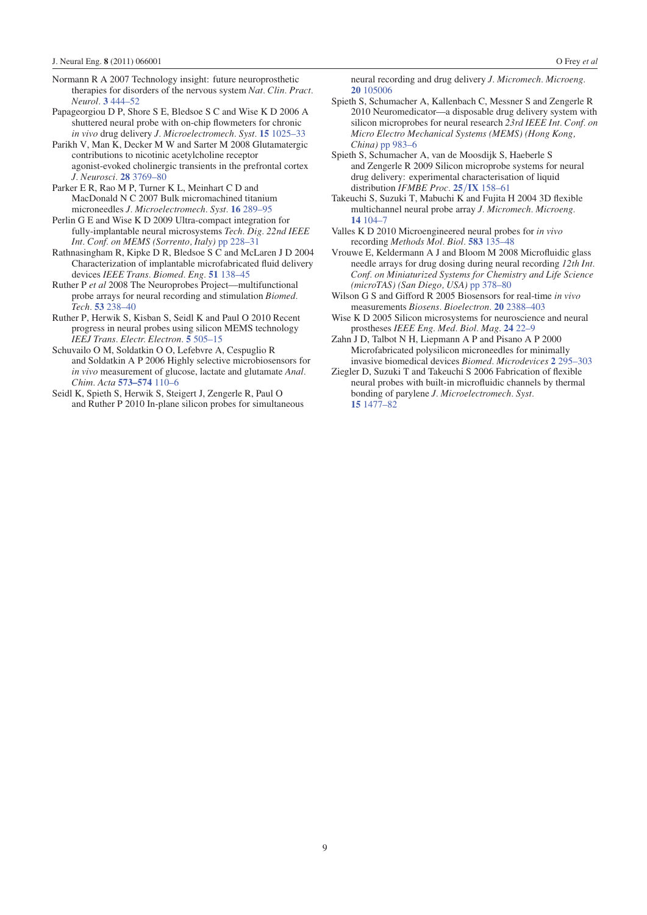Normann R A 2007 Technology insight: future neuroprosthetic therapies for disorders of the nervous system *Nat. Clin. Pract. Neurol.* **3** 444–52

Papageorgiou D P, Shore S E, Bledsoe S C and Wise K D 2006 A shuttered neural probe with on-chip flowmeters for chronic *in vivo* drug delivery *J. Microelectromech. Syst.* **15** 1025–33

Parikh V, Man K, Decker M W and Sarter M 2008 Glutamatergic contributions to nicotinic acetylcholine receptor agonist-evoked cholinergic transients in the prefrontal cortex *J. Neurosci.* **28** 3769–80

Parker E R, Rao M P, Turner K L, Meinhart C D and MacDonald N C 2007 Bulk micromachined titanium microneedles *J. Microelectromech. Syst.* **16** 289–95

Perlin G E and Wise K D 2009 Ultra-compact integration for fully-implantable neural microsystems *Tech. Dig. 22nd IEEE Int. Conf. on MEMS (Sorrento, Italy)* pp 228–31

Rathnasingham R, Kipke D R, Bledsoe S C and McLaren J D 2004 Characterization of implantable microfabricated fluid delivery devices *IEEE Trans. Biomed. Eng.* **51** 138–45

Ruther P *et al* 2008 The Neuroprobes Project—multifunctional probe arrays for neural recording and stimulation *Biomed. Tech.* **53** 238–40

Ruther P, Herwik S, Kisban S, Seidl K and Paul O 2010 Recent progress in neural probes using silicon MEMS technology *IEEJ Trans. Electr. Electron.* **5** 505–15

Schuvailo O M, Soldatkin O O, Lefebvre A, Cespuglio R and Soldatkin A P 2006 Highly selective microbiosensors for *in vivo* measurement of glucose, lactate and glutamate *Anal. Chim. Acta* **573–574** 110–6

Seidl K, Spieth S, Herwik S, Steigert J, Zengerle R, Paul O and Ruther P 2010 In-plane silicon probes for simultaneous neural recording and drug delivery *J. Micromech. Microeng.* **20** 105006

Spieth S, Schumacher A, Kallenbach C, Messner S and Zengerle R 2010 Neuromedicator—a disposable drug delivery system with silicon microprobes for neural research *23rd IEEE Int. Conf. on Micro Electro Mechanical Systems (MEMS) (Hong Kong, China)* pp 983–6

Spieth S, Schumacher A, van de Moosdijk S, Haeberle S and Zengerle R 2009 Silicon microprobe systems for neural drug delivery: experimental characterisation of liquid distribution *IFMBE Proc.* **25/IX** 158–61

Takeuchi S, Suzuki T, Mabuchi K and Fujita H 2004 3D flexible multichannel neural probe array *J. Micromech. Microeng.* **14** 104–7

Valles K D 2010 Microengineered neural probes for *in vivo* recording *Methods Mol. Biol.* **583** 135–48

Vrouwe E, Keldermann A J and Bloom M 2008 Microfluidic glass needle arrays for drug dosing during neural recording *12th Int. Conf. on Miniaturized Systems for Chemistry and Life Science (microTAS) (San Diego, USA)* pp 378–80

Wilson G S and Gifford R 2005 Biosensors for real-time *in vivo* measurements *Biosens. Bioelectron.* **20** 2388–403

Wise K D 2005 Silicon microsystems for neuroscience and neural prostheses *IEEE Eng. Med. Biol. Mag.* **24** 22–9

Zahn J D, Talbot N H, Liepmann A P and Pisano A P 2000 Microfabricated polysilicon microneedles for minimally invasive biomedical devices *Biomed. Microdevices* **2** 295–303

Ziegler D, Suzuki T and Takeuchi S 2006 Fabrication of flexible neural probes with built-in microfluidic channels by thermal bonding of parylene *J. Microelectromech. Syst.* **15** 1477–82